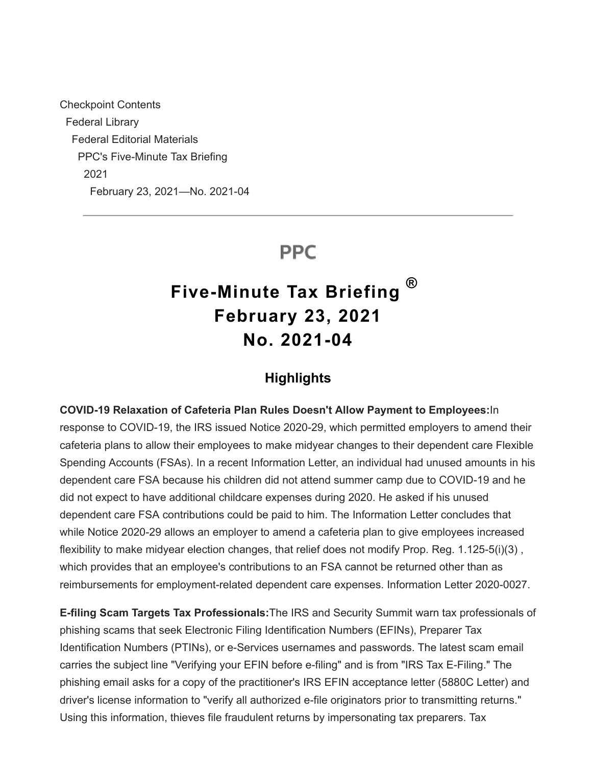Checkpoint Contents
Federal Library
Federal Editorial Materials
PPC's Five-Minute Tax Briefing
2021
February 23, 2021—No. 2021-04

---

PPC

# Five-Minute Tax Briefing ® February 23, 2021 No. 2021-04

## Highlights

**COVID-19 Relaxation of Cafeteria Plan Rules Doesn't Allow Payment to Employees:** In response to COVID-19, the IRS issued Notice 2020-29, which permitted employers to amend their cafeteria plans to allow their employees to make midyear changes to their dependent care Flexible Spending Accounts (FSAs). In a recent Information Letter, an individual had unused amounts in his dependent care FSA because his children did not attend summer camp due to COVID-19 and he did not expect to have additional childcare expenses during 2020. He asked if his unused dependent care FSA contributions could be paid to him. The Information Letter concludes that while Notice 2020-29 allows an employer to amend a cafeteria plan to give employees increased flexibility to make midyear election changes, that relief does not modify Prop. Reg. 1.125-5(i)(3) , which provides that an employee's contributions to an FSA cannot be returned other than as reimbursements for employment-related dependent care expenses. Information Letter 2020-0027.

**E-filing Scam Targets Tax Professionals:** The IRS and Security Summit warn tax professionals of phishing scams that seek Electronic Filing Identification Numbers (EFINs), Preparer Tax Identification Numbers (PTINs), or e-Services usernames and passwords. The latest scam email carries the subject line "Verifying your EFIN before e-filing" and is from "IRS Tax E-Filing." The phishing email asks for a copy of the practitioner's IRS EFIN acceptance letter (5880C Letter) and driver's license information to "verify all authorized e-file originators prior to transmitting returns." Using this information, thieves file fraudulent returns by impersonating tax preparers. Tax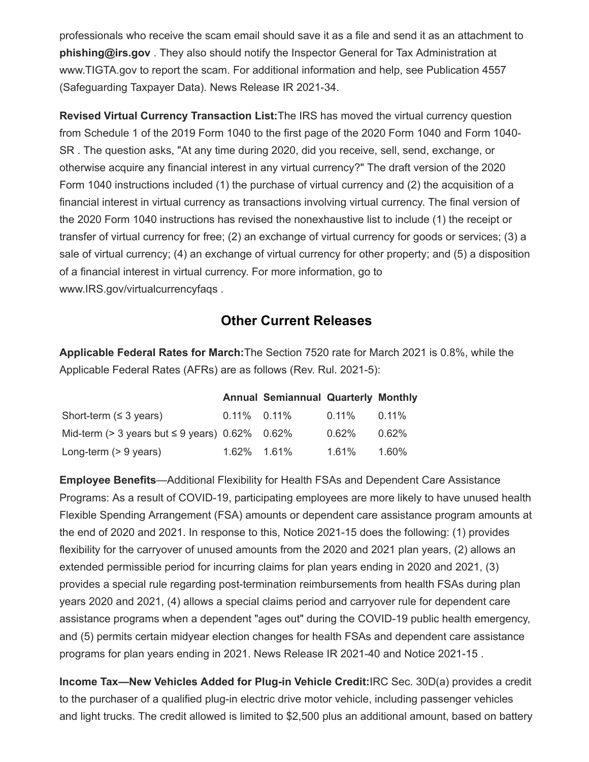professionals who receive the scam email should save it as a file and send it as an attachment to **phishing@irs.gov** . They also should notify the Inspector General for Tax Administration at www.TIGTA.gov to report the scam. For additional information and help, see Publication 4557 (Safeguarding Taxpayer Data). News Release IR 2021-34.

**Revised Virtual Currency Transaction List:**The IRS has moved the virtual currency question from Schedule 1 of the 2019 Form 1040 to the first page of the 2020 Form 1040 and Form 1040-SR . The question asks, "At any time during 2020, did you receive, sell, send, exchange, or otherwise acquire any financial interest in any virtual currency?" The draft version of the 2020 Form 1040 instructions included (1) the purchase of virtual currency and (2) the acquisition of a financial interest in virtual currency as transactions involving virtual currency. The final version of the 2020 Form 1040 instructions has revised the nonexhaustive list to include (1) the receipt or transfer of virtual currency for free; (2) an exchange of virtual currency for goods or services; (3) a sale of virtual currency; (4) an exchange of virtual currency for other property; and (5) a disposition of a financial interest in virtual currency. For more information, go to www.IRS.gov/virtualcurrencyfaqs .

## Other Current Releases

**Applicable Federal Rates for March:**The Section 7520 rate for March 2021 is 0.8%, while the Applicable Federal Rates (AFRs) are as follows (Rev. Rul. 2021-5):

| | Annual | Semiannual | Quarterly | Monthly |
|---|---|---|---|---|
| Short-term (≤ 3 years) | 0.11% | 0.11% | 0.11% | 0.11% |
| Mid-term (> 3 years but ≤ 9 years) | 0.62% | 0.62% | 0.62% | 0.62% |
| Long-term (> 9 years) | 1.62% | 1.61% | 1.61% | 1.60% |

**Employee Benefits**—Additional Flexibility for Health FSAs and Dependent Care Assistance Programs: As a result of COVID-19, participating employees are more likely to have unused health Flexible Spending Arrangement (FSA) amounts or dependent care assistance program amounts at the end of 2020 and 2021. In response to this, Notice 2021-15 does the following: (1) provides flexibility for the carryover of unused amounts from the 2020 and 2021 plan years, (2) allows an extended permissible period for incurring claims for plan years ending in 2020 and 2021, (3) provides a special rule regarding post-termination reimbursements from health FSAs during plan years 2020 and 2021, (4) allows a special claims period and carryover rule for dependent care assistance programs when a dependent "ages out" during the COVID-19 public health emergency, and (5) permits certain midyear election changes for health FSAs and dependent care assistance programs for plan years ending in 2021. News Release IR 2021-40 and Notice 2021-15 .

**Income Tax—New Vehicles Added for Plug-in Vehicle Credit:**IRC Sec. 30D(a) provides a credit to the purchaser of a qualified plug-in electric drive motor vehicle, including passenger vehicles and light trucks. The credit allowed is limited to $2,500 plus an additional amount, based on battery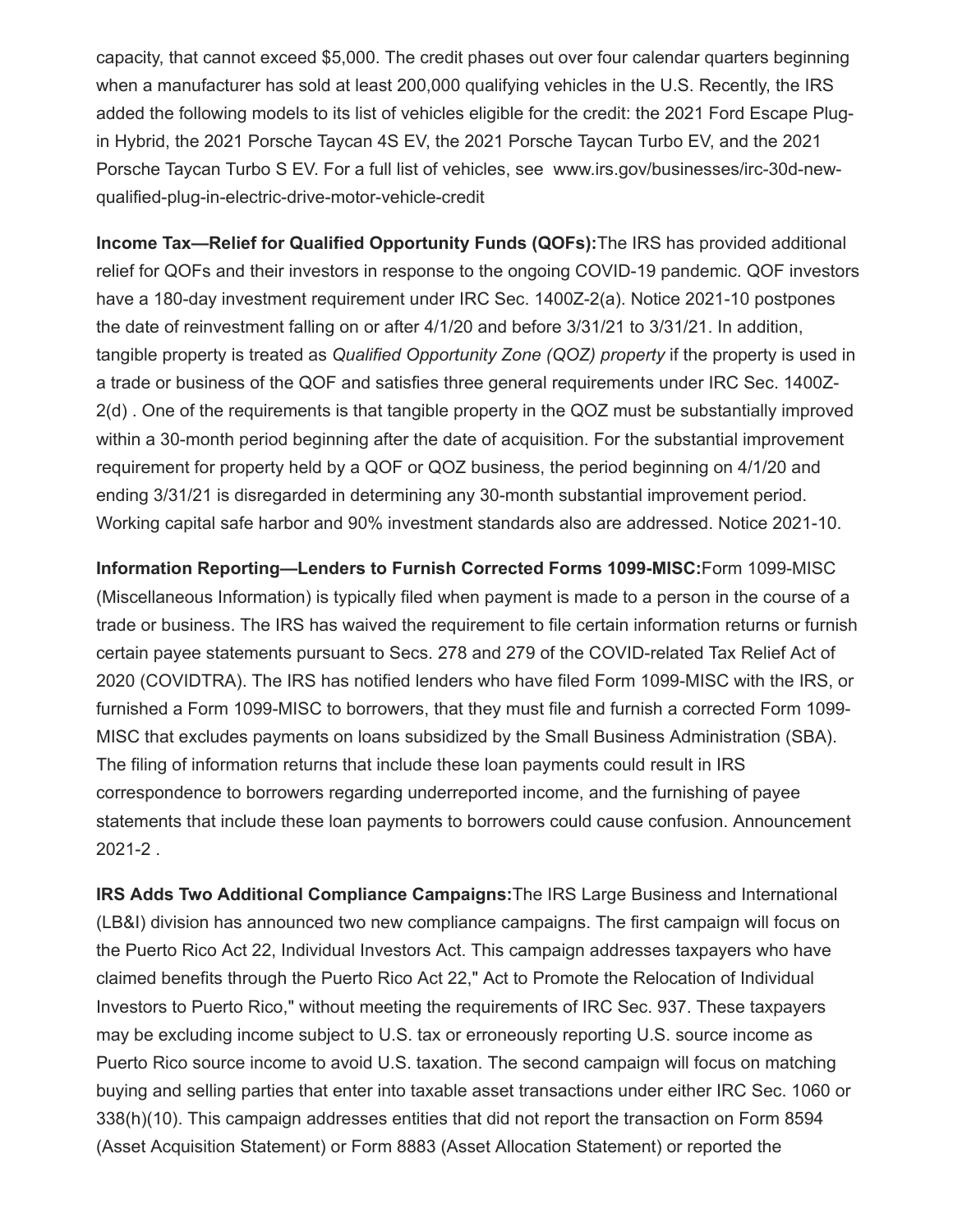capacity, that cannot exceed $5,000. The credit phases out over four calendar quarters beginning when a manufacturer has sold at least 200,000 qualifying vehicles in the U.S. Recently, the IRS added the following models to its list of vehicles eligible for the credit: the 2021 Ford Escape Plug-in Hybrid, the 2021 Porsche Taycan 4S EV, the 2021 Porsche Taycan Turbo EV, and the 2021 Porsche Taycan Turbo S EV. For a full list of vehicles, see www.irs.gov/businesses/irc-30d-new-qualified-plug-in-electric-drive-motor-vehicle-credit

**Income Tax—Relief for Qualified Opportunity Funds (QOFs):** The IRS has provided additional relief for QOFs and their investors in response to the ongoing COVID-19 pandemic. QOF investors have a 180-day investment requirement under IRC Sec. 1400Z-2(a). Notice 2021-10 postpones the date of reinvestment falling on or after 4/1/20 and before 3/31/21 to 3/31/21. In addition, tangible property is treated as *Qualified Opportunity Zone (QOZ) property* if the property is used in a trade or business of the QOF and satisfies three general requirements under IRC Sec. 1400Z-2(d) . One of the requirements is that tangible property in the QOZ must be substantially improved within a 30-month period beginning after the date of acquisition. For the substantial improvement requirement for property held by a QOF or QOZ business, the period beginning on 4/1/20 and ending 3/31/21 is disregarded in determining any 30-month substantial improvement period. Working capital safe harbor and 90% investment standards also are addressed. Notice 2021-10.

**Information Reporting—Lenders to Furnish Corrected Forms 1099-MISC:** Form 1099-MISC (Miscellaneous Information) is typically filed when payment is made to a person in the course of a trade or business. The IRS has waived the requirement to file certain information returns or furnish certain payee statements pursuant to Secs. 278 and 279 of the COVID-related Tax Relief Act of 2020 (COVIDTRA). The IRS has notified lenders who have filed Form 1099-MISC with the IRS, or furnished a Form 1099-MISC to borrowers, that they must file and furnish a corrected Form 1099-MISC that excludes payments on loans subsidized by the Small Business Administration (SBA). The filing of information returns that include these loan payments could result in IRS correspondence to borrowers regarding underreported income, and the furnishing of payee statements that include these loan payments to borrowers could cause confusion. Announcement 2021-2 .

**IRS Adds Two Additional Compliance Campaigns:** The IRS Large Business and International (LB&I) division has announced two new compliance campaigns. The first campaign will focus on the Puerto Rico Act 22, Individual Investors Act. This campaign addresses taxpayers who have claimed benefits through the Puerto Rico Act 22," Act to Promote the Relocation of Individual Investors to Puerto Rico," without meeting the requirements of IRC Sec. 937. These taxpayers may be excluding income subject to U.S. tax or erroneously reporting U.S. source income as Puerto Rico source income to avoid U.S. taxation. The second campaign will focus on matching buying and selling parties that enter into taxable asset transactions under either IRC Sec. 1060 or 338(h)(10). This campaign addresses entities that did not report the transaction on Form 8594 (Asset Acquisition Statement) or Form 8883 (Asset Allocation Statement) or reported the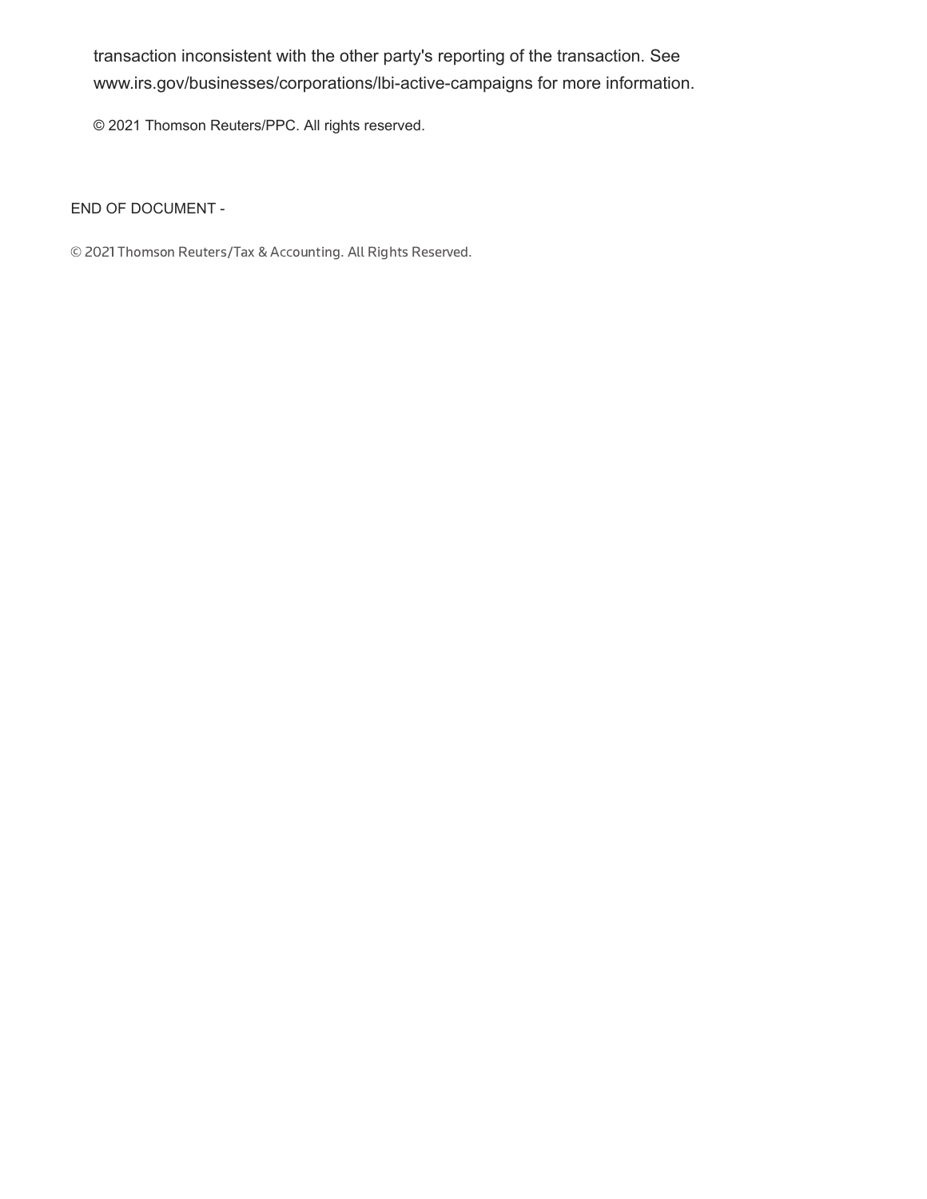transaction inconsistent with the other party's reporting of the transaction. See www.irs.gov/businesses/corporations/lbi-active-campaigns for more information.

© 2021 Thomson Reuters/PPC. All rights reserved.

END OF DOCUMENT -

© 2021 Thomson Reuters/Tax & Accounting. All Rights Reserved.